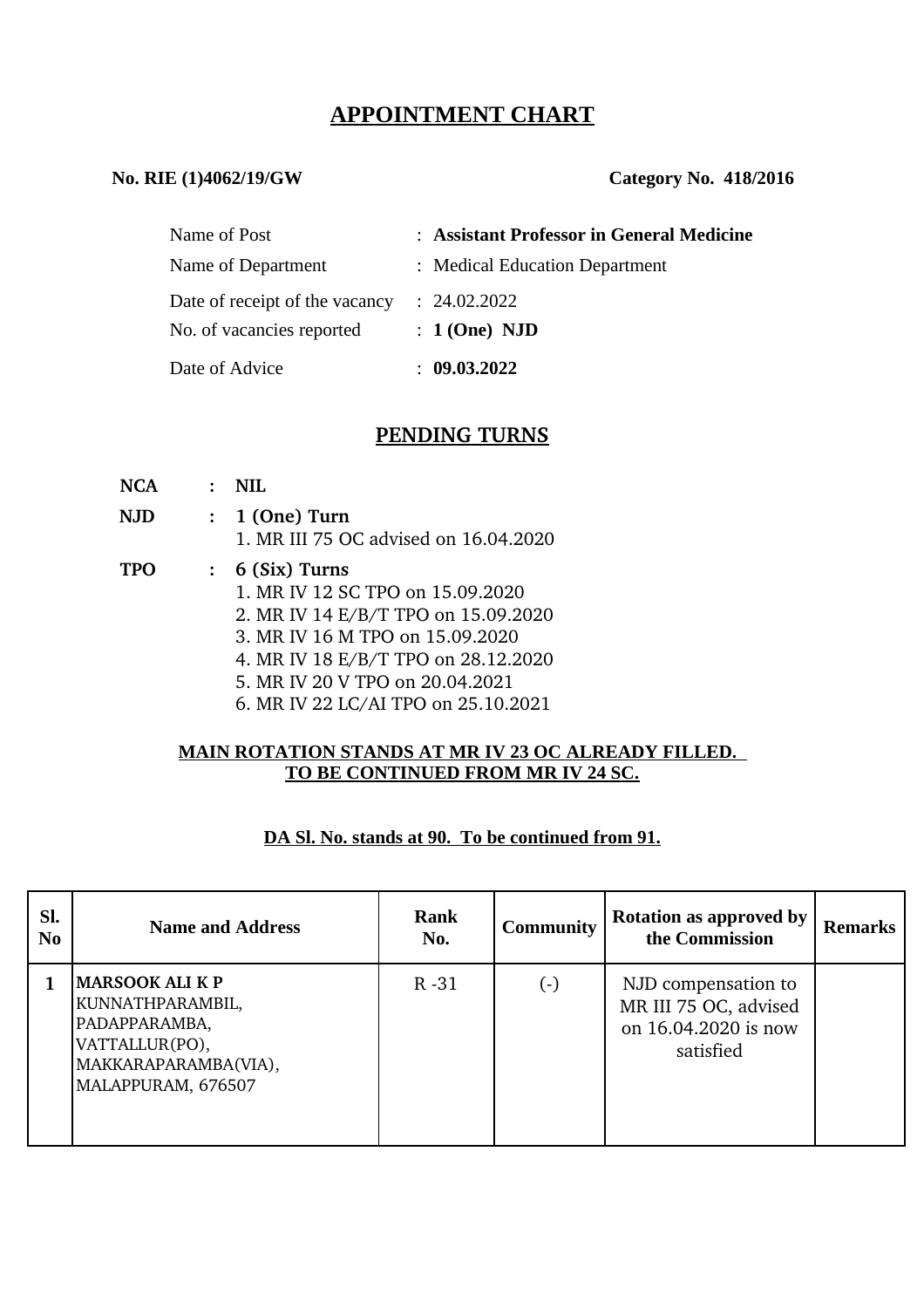# APPOINTMENT CHART

**No. RIE (1)4062/19/GW** **Category No. 418/2016**

| | |
|---|---|
| Name of Post | : **Assistant Professor in General Medicine** |
| Name of Department | : Medical Education Department |
| Date of receipt of the vacancy | : 24.02.2022 |
| No. of vacancies reported | : **1 (One) NJD** |
| Date of Advice | : **09.03.2022** |

## PENDING TURNS

**NCA** : **NIL**

**NJD** : **1 (One) Turn**
1. MR III 75 OC advised on 16.04.2020

**TPO** : **6 (Six) Turns**
1. MR IV 12 SC TPO on 15.09.2020
2. MR IV 14 E/B/T TPO on 15.09.2020
3. MR IV 16 M TPO on 15.09.2020
4. MR IV 18 E/B/T TPO on 28.12.2020
5. MR IV 20 V TPO on 20.04.2021
6. MR IV 22 LC/AI TPO on 25.10.2021

**MAIN ROTATION STANDS AT MR IV 23 OC ALREADY FILLED.**
**TO BE CONTINUED FROM MR IV 24 SC.**

**DA Sl. No. stands at 90. To be continued from 91.**

| Sl. No | Name and Address | Rank No. | Community | Rotation as approved by the Commission | Remarks |
|---|---|---|---|---|---|
| **1** | **MARSOOK ALI K P** KUNNATHPARAMBIL, PADAPPARAMBA, VATTALLUR(PO), MAKKARAPARAMBA(VIA), MALAPPURAM, 676507 | R -31 | (-) | NJD compensation to MR III 75 OC, advised on 16.04.2020 is now satisfied | |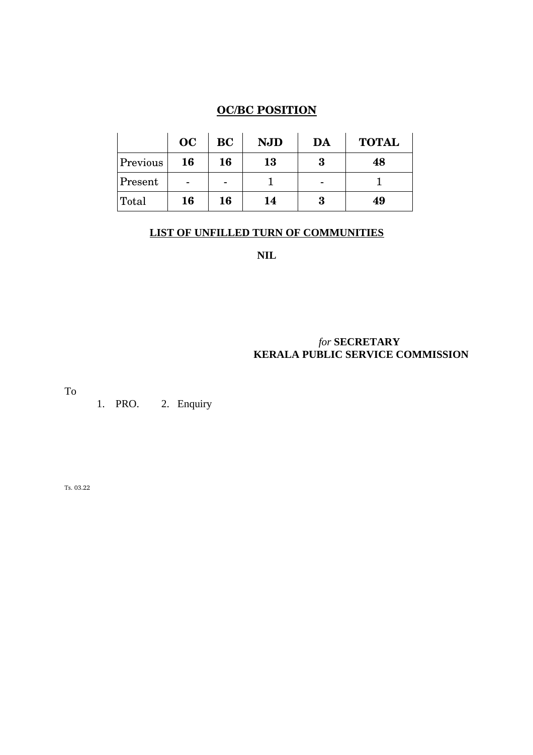## OC/BC POSITION

| | OC | BC | NJD | DA | TOTAL |
|---|---|---|---|---|---|
| Previous | **16** | **16** | **13** | **3** | **48** |
| Present | - | - | 1 | - | 1 |
| Total | **16** | **16** | **14** | **3** | **49** |

**LIST OF UNFILLED TURN OF COMMUNITIES**

**NIL**

*for* **SECRETARY**
**KERALA PUBLIC SERVICE COMMISSION**

To

1. PRO.
2. Enquiry

Ts. 03.22